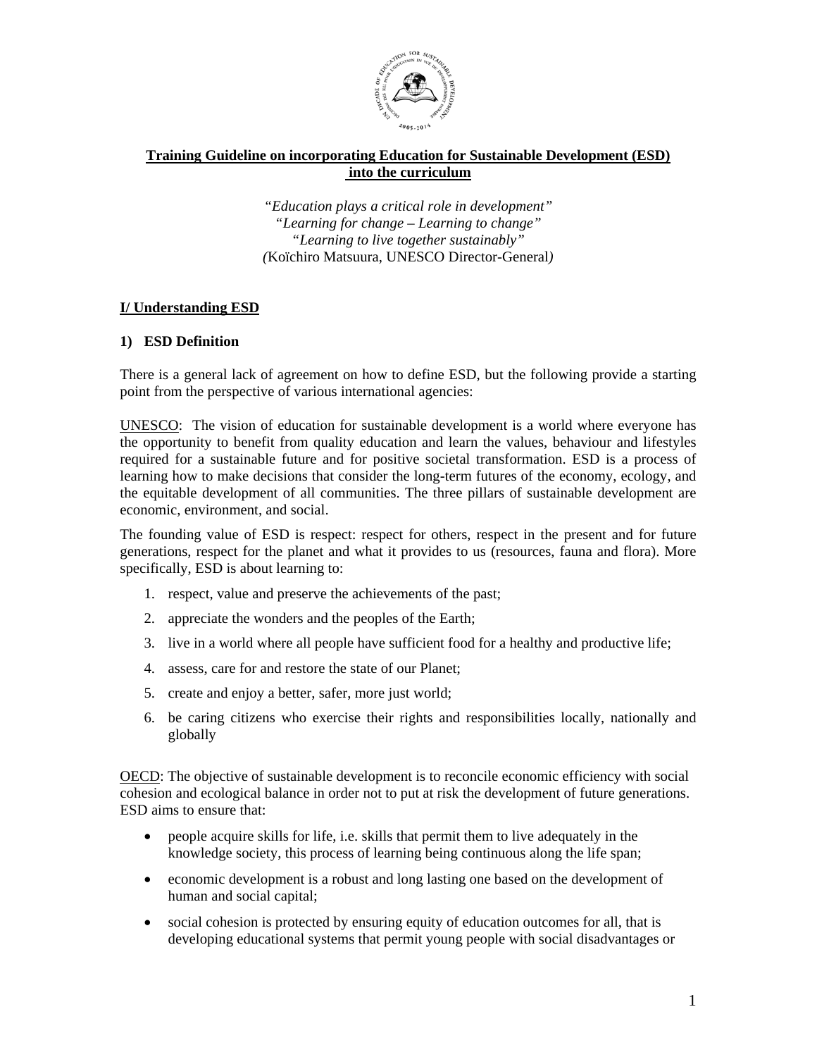# Training Guideline on incorporating Education for Sustainable Development (ESD) into the curriculum

*"Education plays a critical role in development"*
*"Learning for change – Learning to change"*
*"Learning to live together sustainably"*
*(*Koïchiro Matsuura, UNESCO Director-General*)*

## I/ Understanding ESD

### 1) ESD Definition

There is a general lack of agreement on how to define ESD, but the following provide a starting point from the perspective of various international agencies:

UNESCO: The vision of education for sustainable development is a world where everyone has the opportunity to benefit from quality education and learn the values, behaviour and lifestyles required for a sustainable future and for positive societal transformation. ESD is a process of learning how to make decisions that consider the long-term futures of the economy, ecology, and the equitable development of all communities. The three pillars of sustainable development are economic, environment, and social.

The founding value of ESD is respect: respect for others, respect in the present and for future generations, respect for the planet and what it provides to us (resources, fauna and flora). More specifically, ESD is about learning to:

1. respect, value and preserve the achievements of the past;
2. appreciate the wonders and the peoples of the Earth;
3. live in a world where all people have sufficient food for a healthy and productive life;
4. assess, care for and restore the state of our Planet;
5. create and enjoy a better, safer, more just world;
6. be caring citizens who exercise their rights and responsibilities locally, nationally and globally

OECD: The objective of sustainable development is to reconcile economic efficiency with social cohesion and ecological balance in order not to put at risk the development of future generations. ESD aims to ensure that:

- people acquire skills for life, i.e. skills that permit them to live adequately in the knowledge society, this process of learning being continuous along the life span;
- economic development is a robust and long lasting one based on the development of human and social capital;
- social cohesion is protected by ensuring equity of education outcomes for all, that is developing educational systems that permit young people with social disadvantages or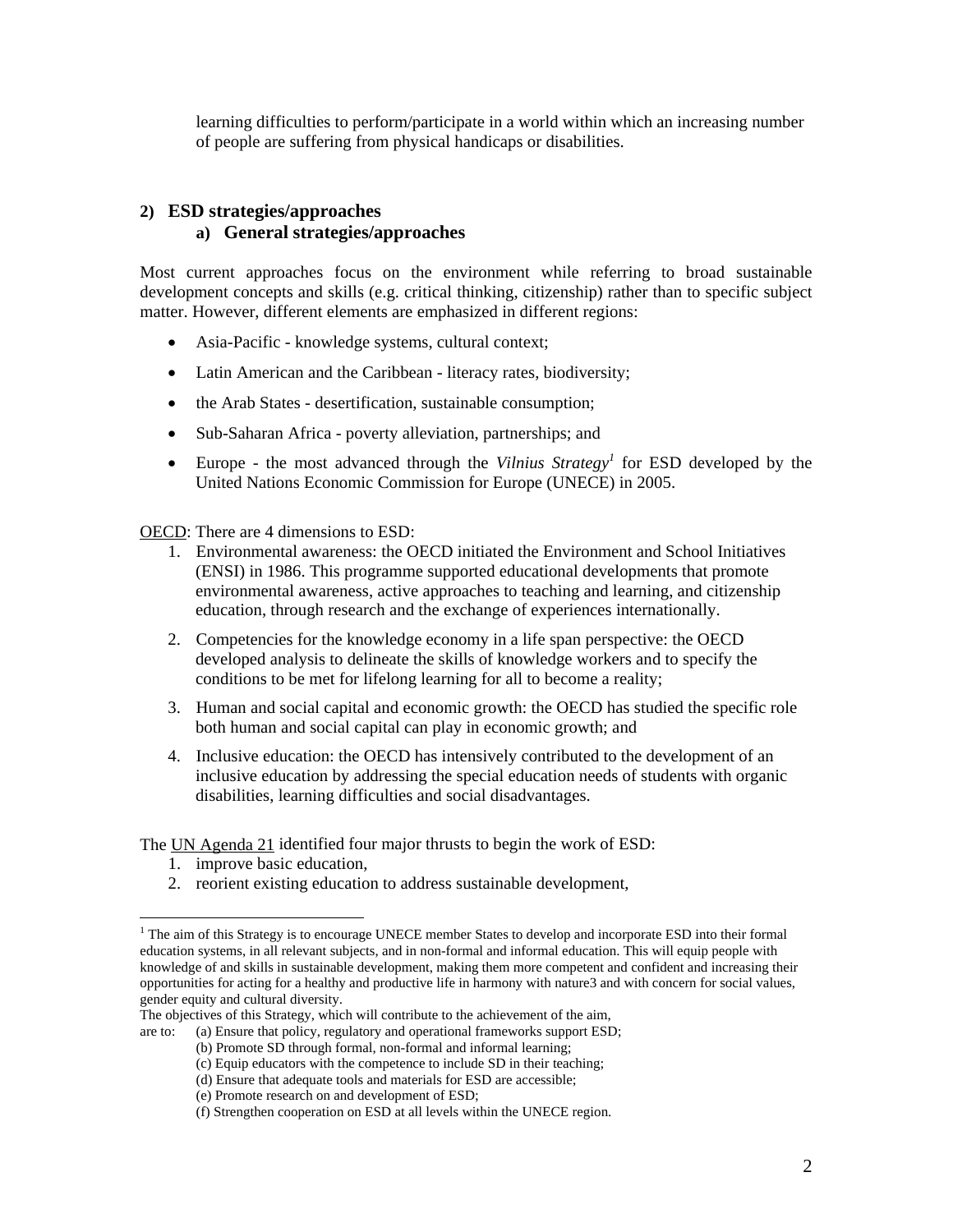learning difficulties to perform/participate in a world within which an increasing number of people are suffering from physical handicaps or disabilities.

## 2) ESD strategies/approaches

### a) General strategies/approaches

Most current approaches focus on the environment while referring to broad sustainable development concepts and skills (e.g. critical thinking, citizenship) rather than to specific subject matter. However, different elements are emphasized in different regions:

- Asia-Pacific - knowledge systems, cultural context;
- Latin American and the Caribbean - literacy rates, biodiversity;
- the Arab States - desertification, sustainable consumption;
- Sub-Saharan Africa - poverty alleviation, partnerships; and
- Europe - the most advanced through the *Vilnius Strategy*[1] for ESD developed by the United Nations Economic Commission for Europe (UNECE) in 2005.

OECD: There are 4 dimensions to ESD:

1. Environmental awareness: the OECD initiated the Environment and School Initiatives (ENSI) in 1986. This programme supported educational developments that promote environmental awareness, active approaches to teaching and learning, and citizenship education, through research and the exchange of experiences internationally.
2. Competencies for the knowledge economy in a life span perspective: the OECD developed analysis to delineate the skills of knowledge workers and to specify the conditions to be met for lifelong learning for all to become a reality;
3. Human and social capital and economic growth: the OECD has studied the specific role both human and social capital can play in economic growth; and
4. Inclusive education: the OECD has intensively contributed to the development of an inclusive education by addressing the special education needs of students with organic disabilities, learning difficulties and social disadvantages.

The UN Agenda 21 identified four major thrusts to begin the work of ESD:

1. improve basic education,
2. reorient existing education to address sustainable development,

---

[1] The aim of this Strategy is to encourage UNECE member States to develop and incorporate ESD into their formal education systems, in all relevant subjects, and in non-formal and informal education. This will equip people with knowledge of and skills in sustainable development, making them more competent and confident and increasing their opportunities for acting for a healthy and productive life in harmony with nature3 and with concern for social values, gender equity and cultural diversity.

The objectives of this Strategy, which will contribute to the achievement of the aim, are to:
(a) Ensure that policy, regulatory and operational frameworks support ESD;
(b) Promote SD through formal, non-formal and informal learning;
(c) Equip educators with the competence to include SD in their teaching;
(d) Ensure that adequate tools and materials for ESD are accessible;
(e) Promote research on and development of ESD;
(f) Strengthen cooperation on ESD at all levels within the UNECE region.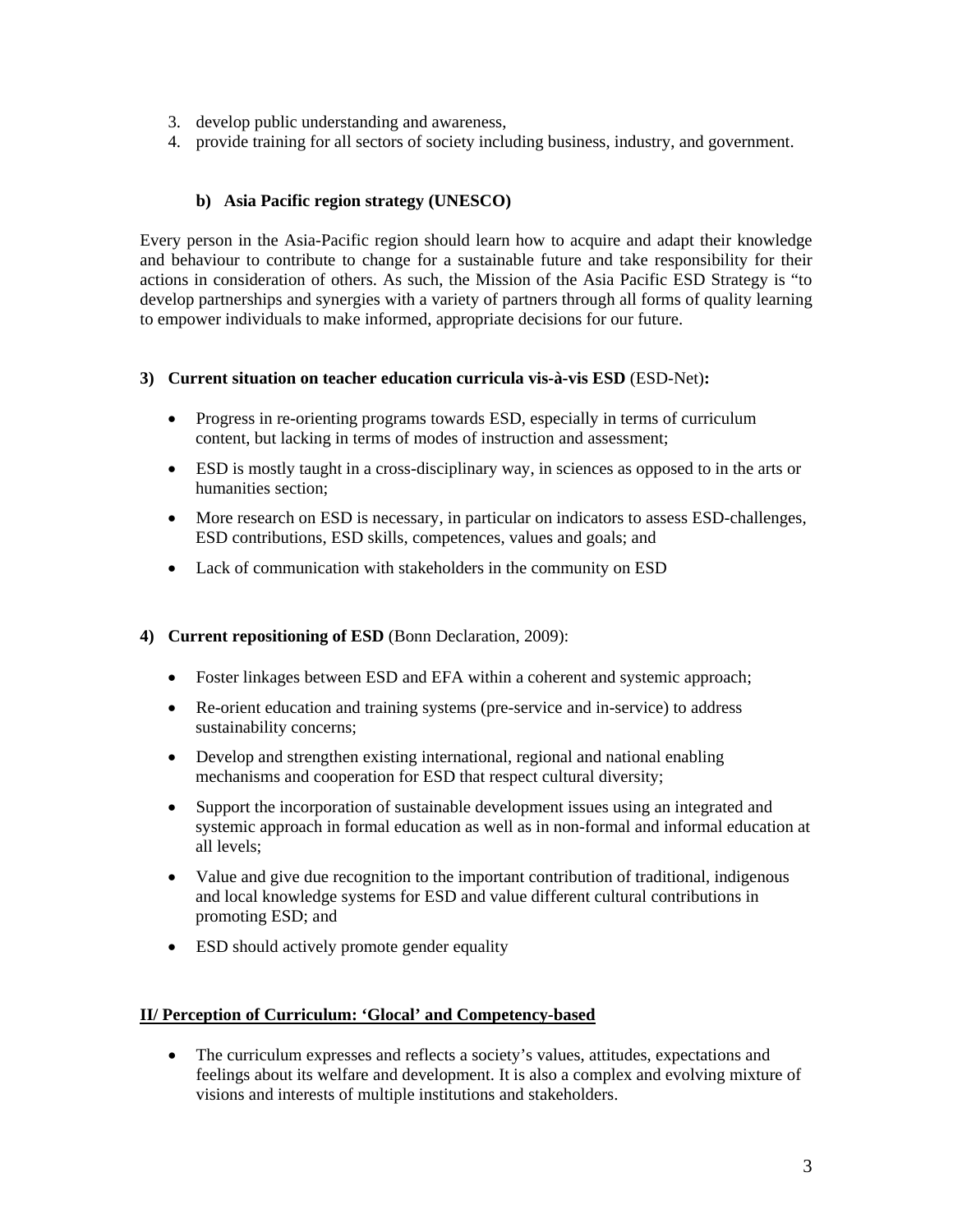3. develop public understanding and awareness,
4. provide training for all sectors of society including business, industry, and government.

#### b) Asia Pacific region strategy (UNESCO)

Every person in the Asia-Pacific region should learn how to acquire and adapt their knowledge and behaviour to contribute to change for a sustainable future and take responsibility for their actions in consideration of others. As such, the Mission of the Asia Pacific ESD Strategy is "to develop partnerships and synergies with a variety of partners through all forms of quality learning to empower individuals to make informed, appropriate decisions for our future.

### 3) Current situation on teacher education curricula vis-à-vis ESD (ESD-Net):

- Progress in re-orienting programs towards ESD, especially in terms of curriculum content, but lacking in terms of modes of instruction and assessment;
- ESD is mostly taught in a cross-disciplinary way, in sciences as opposed to in the arts or humanities section;
- More research on ESD is necessary, in particular on indicators to assess ESD-challenges, ESD contributions, ESD skills, competences, values and goals; and
- Lack of communication with stakeholders in the community on ESD

### 4) Current repositioning of ESD (Bonn Declaration, 2009):

- Foster linkages between ESD and EFA within a coherent and systemic approach;
- Re-orient education and training systems (pre-service and in-service) to address sustainability concerns;
- Develop and strengthen existing international, regional and national enabling mechanisms and cooperation for ESD that respect cultural diversity;
- Support the incorporation of sustainable development issues using an integrated and systemic approach in formal education as well as in non-formal and informal education at all levels;
- Value and give due recognition to the important contribution of traditional, indigenous and local knowledge systems for ESD and value different cultural contributions in promoting ESD; and
- ESD should actively promote gender equality

## II/ Perception of Curriculum: 'Glocal' and Competency-based

- The curriculum expresses and reflects a society's values, attitudes, expectations and feelings about its welfare and development. It is also a complex and evolving mixture of visions and interests of multiple institutions and stakeholders.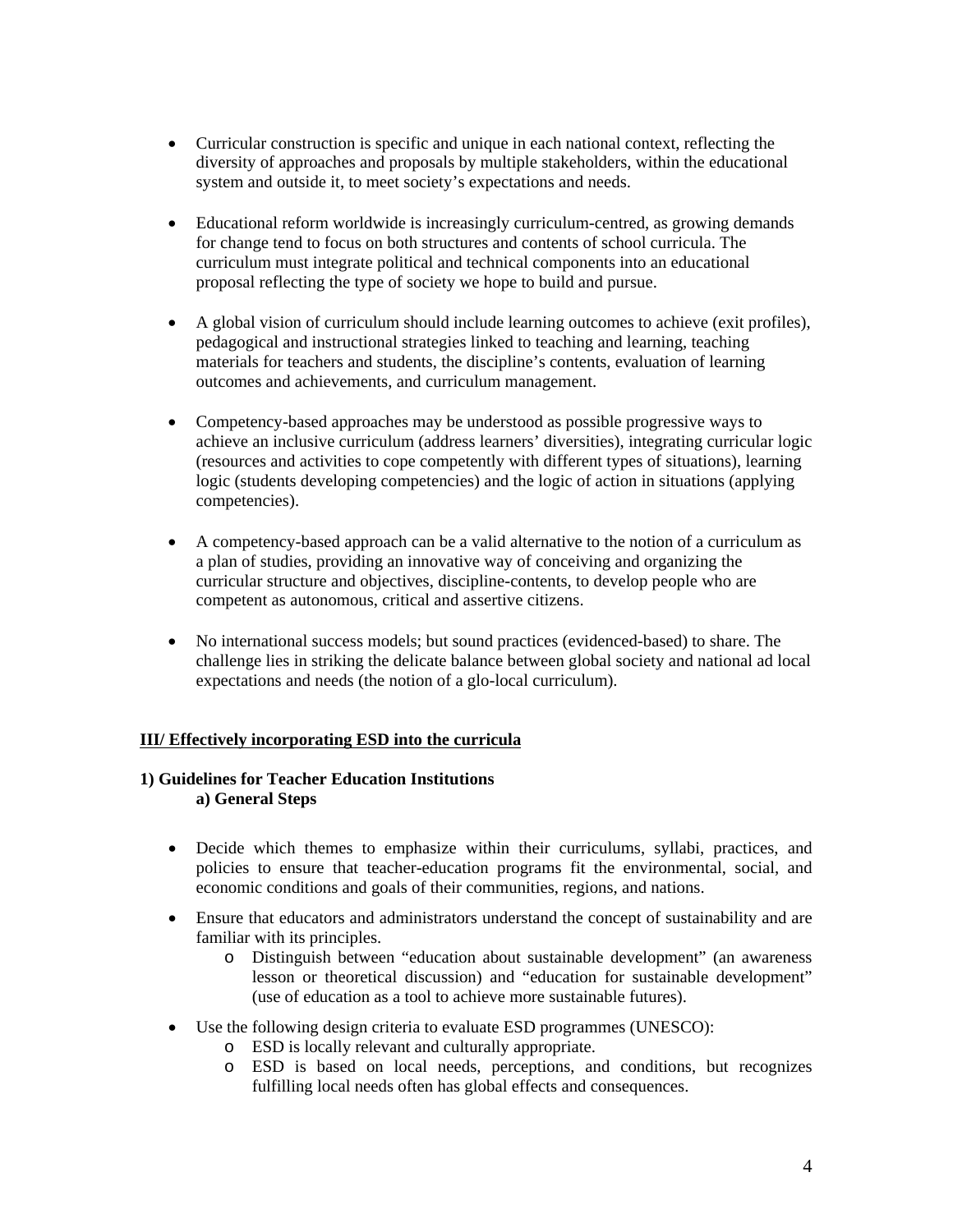- Curricular construction is specific and unique in each national context, reflecting the diversity of approaches and proposals by multiple stakeholders, within the educational system and outside it, to meet society's expectations and needs.

- Educational reform worldwide is increasingly curriculum-centred, as growing demands for change tend to focus on both structures and contents of school curricula. The curriculum must integrate political and technical components into an educational proposal reflecting the type of society we hope to build and pursue.

- A global vision of curriculum should include learning outcomes to achieve (exit profiles), pedagogical and instructional strategies linked to teaching and learning, teaching materials for teachers and students, the discipline's contents, evaluation of learning outcomes and achievements, and curriculum management.

- Competency-based approaches may be understood as possible progressive ways to achieve an inclusive curriculum (address learners' diversities), integrating curricular logic (resources and activities to cope competently with different types of situations), learning logic (students developing competencies) and the logic of action in situations (applying competencies).

- A competency-based approach can be a valid alternative to the notion of a curriculum as a plan of studies, providing an innovative way of conceiving and organizing the curricular structure and objectives, discipline-contents, to develop people who are competent as autonomous, critical and assertive citizens.

- No international success models; but sound practices (evidenced-based) to share. The challenge lies in striking the delicate balance between global society and national ad local expectations and needs (the notion of a glo-local curriculum).

## III/ Effectively incorporating ESD into the curricula

### 1) Guidelines for Teacher Education Institutions

#### a) General Steps

- Decide which themes to emphasize within their curriculums, syllabi, practices, and policies to ensure that teacher-education programs fit the environmental, social, and economic conditions and goals of their communities, regions, and nations.
- Ensure that educators and administrators understand the concept of sustainability and are familiar with its principles.
  - Distinguish between "education about sustainable development" (an awareness lesson or theoretical discussion) and "education for sustainable development" (use of education as a tool to achieve more sustainable futures).
- Use the following design criteria to evaluate ESD programmes (UNESCO):
  - ESD is locally relevant and culturally appropriate.
  - ESD is based on local needs, perceptions, and conditions, but recognizes fulfilling local needs often has global effects and consequences.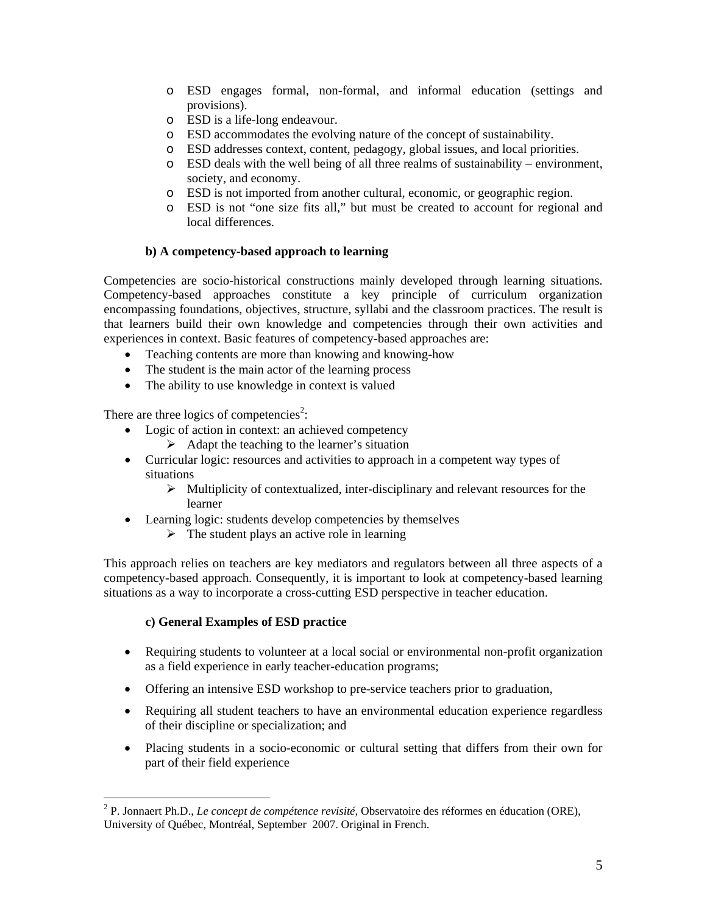- ESD engages formal, non-formal, and informal education (settings and provisions).
- ESD is a life-long endeavour.
- ESD accommodates the evolving nature of the concept of sustainability.
- ESD addresses context, content, pedagogy, global issues, and local priorities.
- ESD deals with the well being of all three realms of sustainability – environment, society, and economy.
- ESD is not imported from another cultural, economic, or geographic region.
- ESD is not "one size fits all," but must be created to account for regional and local differences.

### b) A competency-based approach to learning

Competencies are socio-historical constructions mainly developed through learning situations. Competency-based approaches constitute a key principle of curriculum organization encompassing foundations, objectives, structure, syllabi and the classroom practices. The result is that learners build their own knowledge and competencies through their own activities and experiences in context. Basic features of competency-based approaches are:

- Teaching contents are more than knowing and knowing-how
- The student is the main actor of the learning process
- The ability to use knowledge in context is valued

There are three logics of competencies[2]:

- Logic of action in context: an achieved competency
  - Adapt the teaching to the learner's situation
- Curricular logic: resources and activities to approach in a competent way types of situations
  - Multiplicity of contextualized, inter-disciplinary and relevant resources for the learner
- Learning logic: students develop competencies by themselves
  - The student plays an active role in learning

This approach relies on teachers are key mediators and regulators between all three aspects of a competency-based approach. Consequently, it is important to look at competency-based learning situations as a way to incorporate a cross-cutting ESD perspective in teacher education.

### c) General Examples of ESD practice

- Requiring students to volunteer at a local social or environmental non-profit organization as a field experience in early teacher-education programs;
- Offering an intensive ESD workshop to pre-service teachers prior to graduation,
- Requiring all student teachers to have an environmental education experience regardless of their discipline or specialization; and
- Placing students in a socio-economic or cultural setting that differs from their own for part of their field experience

---

[2] P. Jonnaert Ph.D., *Le concept de compétence revisité*, Observatoire des réformes en éducation (ORE), University of Québec, Montréal, September 2007. Original in French.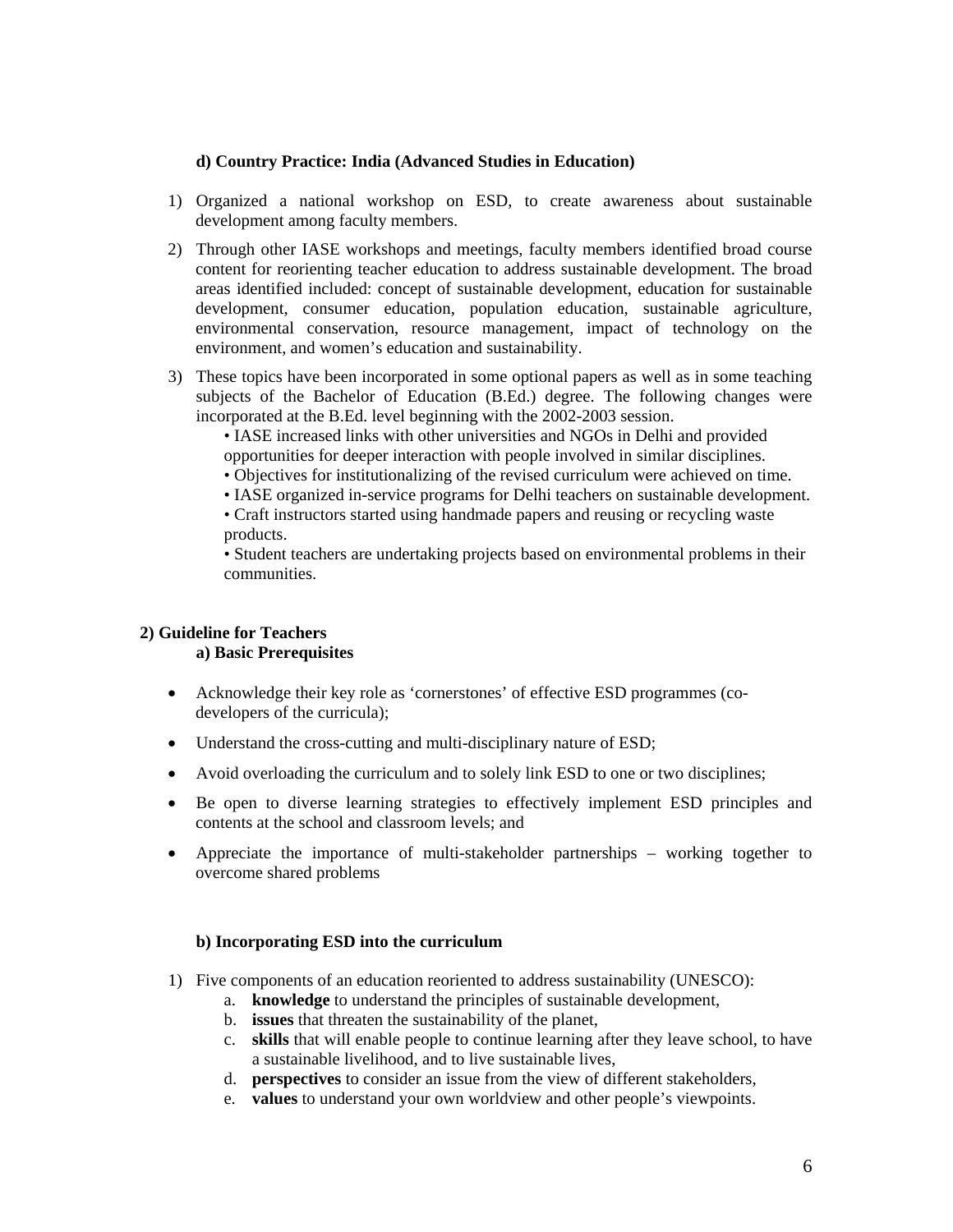**d) Country Practice: India (Advanced Studies in Education)**

1) Organized a national workshop on ESD, to create awareness about sustainable development among faculty members.
2) Through other IASE workshops and meetings, faculty members identified broad course content for reorienting teacher education to address sustainable development. The broad areas identified included: concept of sustainable development, education for sustainable development, consumer education, population education, sustainable agriculture, environmental conservation, resource management, impact of technology on the environment, and women's education and sustainability.
3) These topics have been incorporated in some optional papers as well as in some teaching subjects of the Bachelor of Education (B.Ed.) degree. The following changes were incorporated at the B.Ed. level beginning with the 2002-2003 session.
   • IASE increased links with other universities and NGOs in Delhi and provided opportunities for deeper interaction with people involved in similar disciplines.
   • Objectives for institutionalizing of the revised curriculum were achieved on time.
   • IASE organized in-service programs for Delhi teachers on sustainable development.
   • Craft instructors started using handmade papers and reusing or recycling waste products.
   • Student teachers are undertaking projects based on environmental problems in their communities.

## 2) Guideline for Teachers

**a) Basic Prerequisites**

- Acknowledge their key role as 'cornerstones' of effective ESD programmes (co-developers of the curricula);
- Understand the cross-cutting and multi-disciplinary nature of ESD;
- Avoid overloading the curriculum and to solely link ESD to one or two disciplines;
- Be open to diverse learning strategies to effectively implement ESD principles and contents at the school and classroom levels; and
- Appreciate the importance of multi-stakeholder partnerships – working together to overcome shared problems

**b) Incorporating ESD into the curriculum**

1) Five components of an education reoriented to address sustainability (UNESCO):
   a. **knowledge** to understand the principles of sustainable development,
   b. **issues** that threaten the sustainability of the planet,
   c. **skills** that will enable people to continue learning after they leave school, to have a sustainable livelihood, and to live sustainable lives,
   d. **perspectives** to consider an issue from the view of different stakeholders,
   e. **values** to understand your own worldview and other people's viewpoints.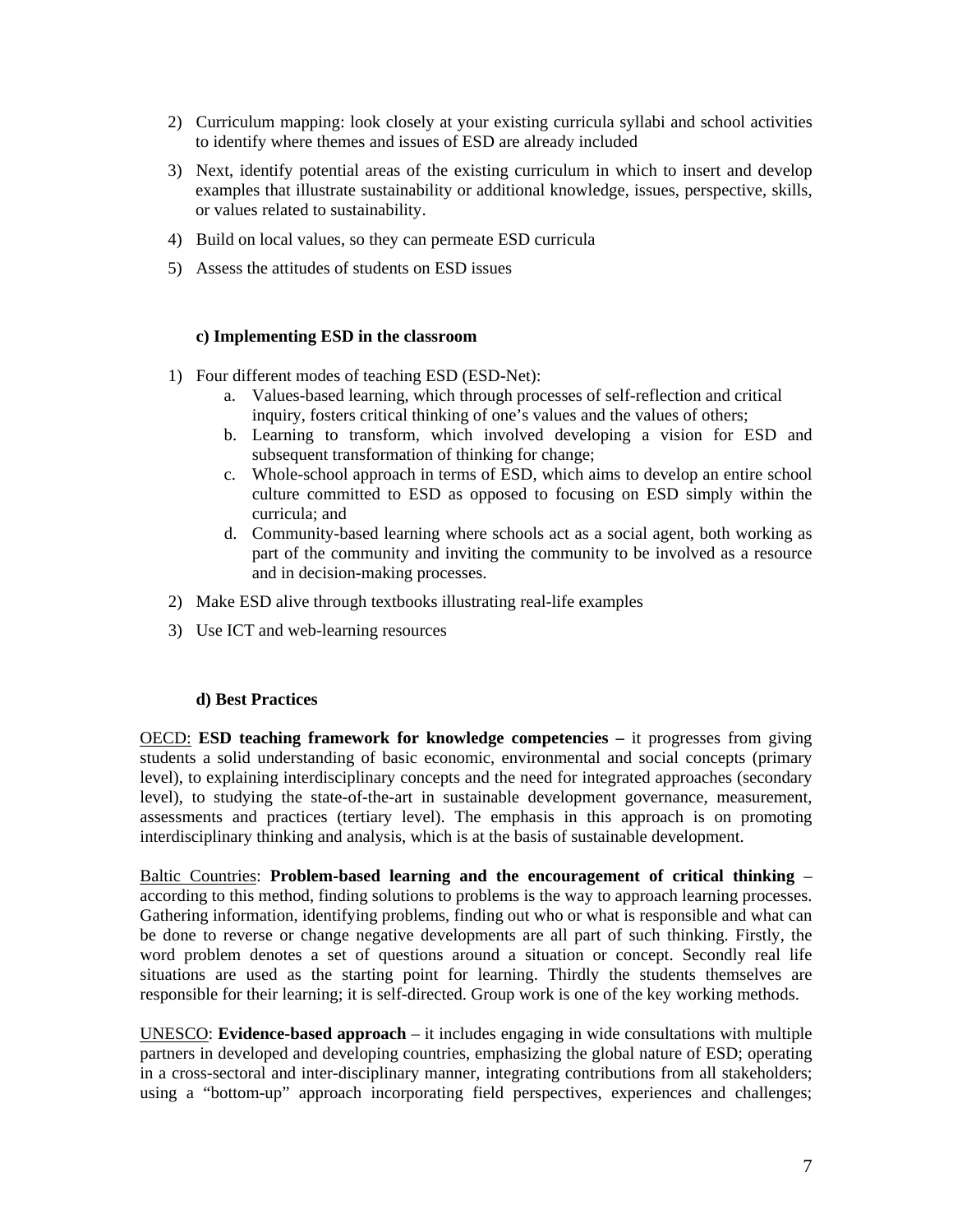2) Curriculum mapping: look closely at your existing curricula syllabi and school activities to identify where themes and issues of ESD are already included
3) Next, identify potential areas of the existing curriculum in which to insert and develop examples that illustrate sustainability or additional knowledge, issues, perspective, skills, or values related to sustainability.
4) Build on local values, so they can permeate ESD curricula
5) Assess the attitudes of students on ESD issues

**c) Implementing ESD in the classroom**

1) Four different modes of teaching ESD (ESD-Net):
    a. Values-based learning, which through processes of self-reflection and critical inquiry, fosters critical thinking of one's values and the values of others;
    b. Learning to transform, which involved developing a vision for ESD and subsequent transformation of thinking for change;
    c. Whole-school approach in terms of ESD, which aims to develop an entire school culture committed to ESD as opposed to focusing on ESD simply within the curricula; and
    d. Community-based learning where schools act as a social agent, both working as part of the community and inviting the community to be involved as a resource and in decision-making processes.
2) Make ESD alive through textbooks illustrating real-life examples
3) Use ICT and web-learning resources

**d) Best Practices**

<u>OECD:</u> **ESD teaching framework for knowledge competencies –** it progresses from giving students a solid understanding of basic economic, environmental and social concepts (primary level), to explaining interdisciplinary concepts and the need for integrated approaches (secondary level), to studying the state-of-the-art in sustainable development governance, measurement, assessments and practices (tertiary level). The emphasis in this approach is on promoting interdisciplinary thinking and analysis, which is at the basis of sustainable development.

<u>Baltic Countries</u>: **Problem-based learning and the encouragement of critical thinking** – according to this method, finding solutions to problems is the way to approach learning processes. Gathering information, identifying problems, finding out who or what is responsible and what can be done to reverse or change negative developments are all part of such thinking. Firstly, the word problem denotes a set of questions around a situation or concept. Secondly real life situations are used as the starting point for learning. Thirdly the students themselves are responsible for their learning; it is self-directed. Group work is one of the key working methods.

<u>UNESCO</u>: **Evidence-based approach** – it includes engaging in wide consultations with multiple partners in developed and developing countries, emphasizing the global nature of ESD; operating in a cross-sectoral and inter-disciplinary manner, integrating contributions from all stakeholders; using a "bottom-up" approach incorporating field perspectives, experiences and challenges;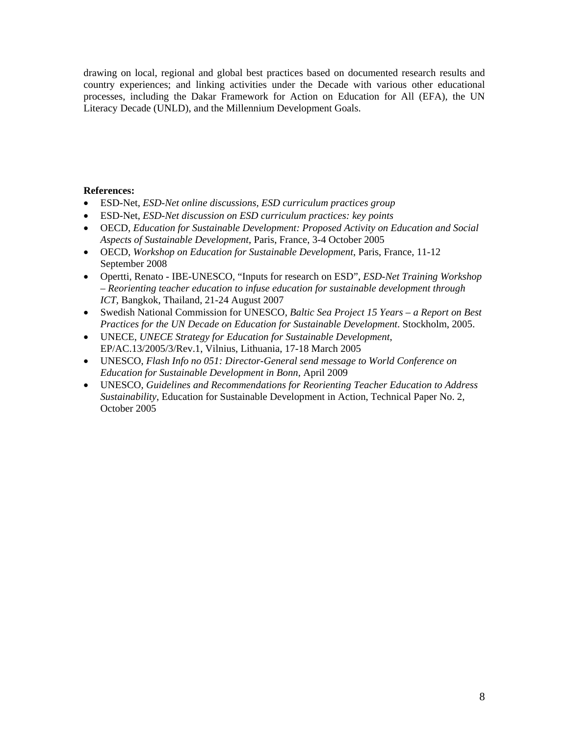drawing on local, regional and global best practices based on documented research results and country experiences; and linking activities under the Decade with various other educational processes, including the Dakar Framework for Action on Education for All (EFA), the UN Literacy Decade (UNLD), and the Millennium Development Goals.

**References:**

- ESD-Net, *ESD-Net online discussions, ESD curriculum practices group*
- ESD-Net, *ESD-Net discussion on ESD curriculum practices: key points*
- OECD, *Education for Sustainable Development: Proposed Activity on Education and Social Aspects of Sustainable Development*, Paris, France, 3-4 October 2005
- OECD, *Workshop on Education for Sustainable Development*, Paris, France, 11-12 September 2008
- Opertti, Renato - IBE-UNESCO, "Inputs for research on ESD", *ESD-Net Training Workshop – Reorienting teacher education to infuse education for sustainable development through ICT*, Bangkok, Thailand, 21-24 August 2007
- Swedish National Commission for UNESCO, *Baltic Sea Project 15 Years – a Report on Best Practices for the UN Decade on Education for Sustainable Development*. Stockholm, 2005.
- UNECE, *UNECE Strategy for Education for Sustainable Development*, EP/AC.13/2005/3/Rev.1, Vilnius, Lithuania, 17-18 March 2005
- UNESCO, *Flash Info no 051: Director-General send message to World Conference on Education for Sustainable Development in Bonn*, April 2009
- UNESCO, *Guidelines and Recommendations for Reorienting Teacher Education to Address Sustainability*, Education for Sustainable Development in Action, Technical Paper No. 2, October 2005